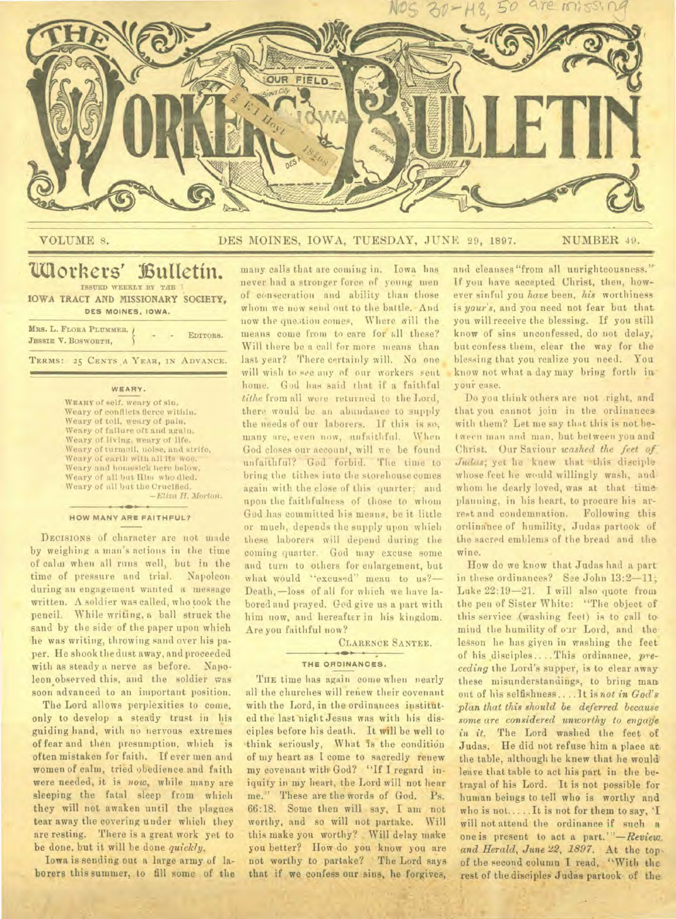# THE WORKERS' BULLETIN

VOLUME 8. DES MOINES, IOWA, TUESDAY, JUNE 29, 1897. NUMBER 49.

## Workers' Bulletin.

ISSUED WEEKLY BY THE IOWA TRACT AND MISSIONARY SOCIETY, DES MOINES, IOWA.

MRS. L. FLORA PLUMMER, JESSIE V. BOSWORTH, — EDITORS.

TERMS: 25 CENTS A YEAR, IN ADVANCE.

### WEARY.

Weary of self, weary of sin,
Weary of conflicts fierce within,
Weary of toil, weary of pain,
Weary of failure oft and again,
Weary of living, weary of life,
Weary of turmoil, noise, and strife,
Weary of earth with all its woe,
Weary and homesick here below,
Weary of all but Him who died,
Weary of all but the Crucified.

—*Eliza H. Morton.*

### HOW MANY ARE FAITHFUL?

DECISIONS of character are not made by weighing a man's actions in the time of calm when all runs well, but in the time of pressure and trial. Napoleon during an engagement wanted a message written. A soldier was called, who took the pencil. While writing, a ball struck the sand by the side of the paper upon which he was writing, throwing sand over his paper. He shook the dust away, and proceeded with as steady a nerve as before. Napoleon observed this, and the soldier was soon advanced to an important position.

The Lord allows perplexities to come, only to develop a steady trust in his guiding hand, with no nervous extremes of fear and then presumption, which is often mistaken for faith. If ever men and women of calm, tried obedience and faith were needed, it is *now*, while many are sleeping the fatal sleep from which they will not awaken until the plagues tear away the covering under which they are resting. There is a great work yet to be done, but it will be done *quickly*.

Iowa is sending out a large army of laborers this summer, to fill some of the many calls that are coming in. Iowa has never had a stronger force of young men of consecration and ability than those whom we now send out to the battle. And now the question comes, Where will the means come from to care for all these? Will there be a call for more means than last year? There certainly will. No one will wish to see any of our workers sent home. God has said that if a faithful *tithe* from all were returned to the Lord, there would be an abundance to supply the needs of our laborers. If this is so, many are, even now, unfaithful. When God closes our account, will we be found unfaithful? God forbid. The time to bring the tithes into the storehouse comes again with the close of this quarter; and upon the faithfulness of those to whom God has committed his means, be it little or much, depends the supply upon which these laborers will depend during the coming quarter. God may excuse some and turn to others for enlargement, but what would "excused" mean to us?—Death,—loss of all for which we have labored and prayed. God give us a part with him now, and hereafter in his kingdom. Are you faithful now?

CLARENCE SANTEE.

### THE ORDINANCES.

THE time has again come when nearly all the churches will renew their covenant with the Lord, in the ordinances instituted the last night Jesus was with his disciples before his death. It will be well to think seriously, What is the condition of my heart as I come to sacredly renew my covenant with God? "If I regard iniquity in my heart, the Lord will not hear me." These are the words of God. Ps. 66:18. Some then will say, I am not worthy, and so will not partake. Will this make you worthy? Will delay make you better? How do you know you are not worthy to partake? The Lord says that if we confess our sins, he forgives, and cleanses "from all unrighteousness." If you have accepted Christ, then, however sinful you *have* been, *his* worthiness is *your's*, and you need not fear but that you will receive the blessing. If you still know of sins unconfessed, do not delay, but confess them, clear the way for the blessing that you realize you need. You know not what a day may bring forth in your case.

Do you think others are not right, and that you cannot join in the ordinances with them? Let me say that this is not between man and man, but between you and Christ. Our Saviour *washed the feet of Judas*; yet he knew that this disciple whose feet he would willingly wash, and whom he dearly loved, was at that time planning, in his heart, to procure his arrest and condemnation. Following this ordinance of humility, Judas partook of the sacred emblems of the bread and the wine.

How do we know that Judas had a part in these ordinances? See John 13:2—11; Luke 22:19—21. I will also quote from the pen of Sister White: "The object of this service (washing feet) is to call to mind the humility of our Lord, and the lesson he has given in washing the feet of his disciples. . . . This ordinance, *preceding* the Lord's supper, is to clear away these misunderstandings, to bring man out of his selfishness. . . . It is *not in God's plan that this should be deferred because some are considered unworthy to engage in it*. The Lord washed the feet of Judas. He did not refuse him a place at the table, although he knew that he would leave that table to act his part in the betrayal of his Lord. It is not possible for human beings to tell who is worthy and who is not. . . . It is not for them to say, 'I will not attend the ordinance if such a one is present to act a part.'"—*Review and Herald, June 22, 1897.* At the top of the second column I read, "With the rest of the disciples Judas partook of the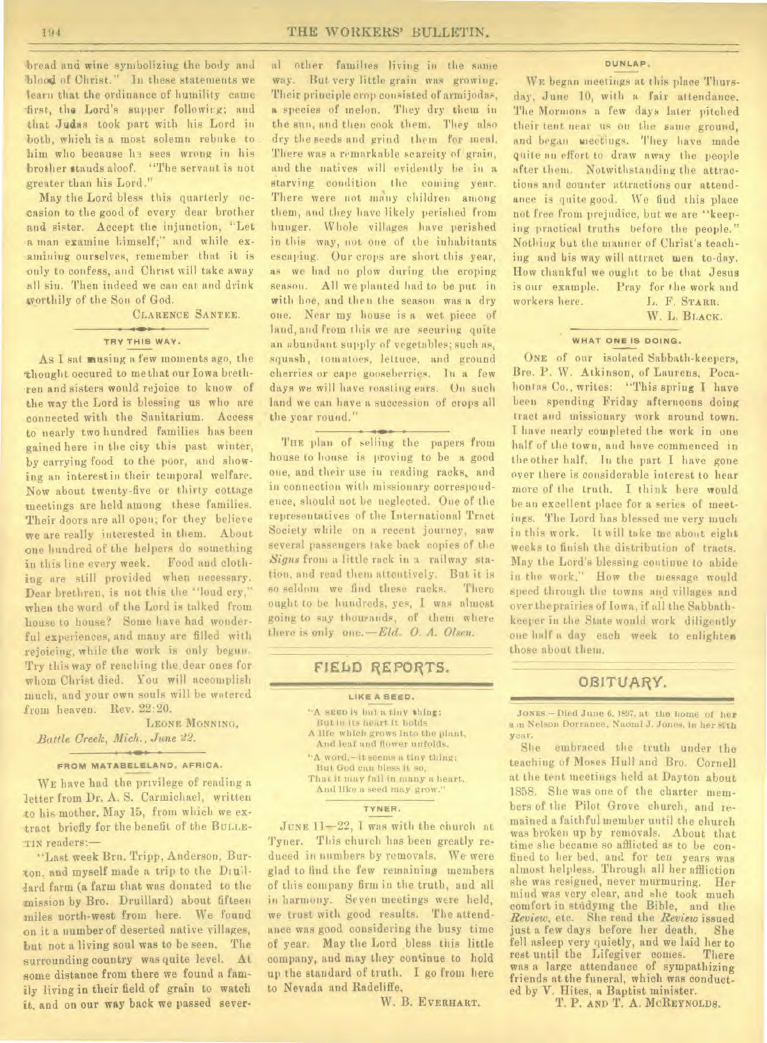bread and wine symbolizing the body and blood of Christ." In these statements we learn that the ordinance of humility came first, the Lord's supper following; and that Judas took part with his Lord in both, which is a most solemn rebuke to him who because he sees wrong in his brother stands aloof. "The servant is not greater than his Lord."

May the Lord bless this quarterly occasion to the good of every dear brother and sister. Accept the injunction, "Let a man examine himself;" and while examining ourselves, remember that it is only to confess, and Christ will take away all sin. Then indeed we can eat and drink worthily of the Son of God.

CLARENCE SANTEE.

### TRY THIS WAY.

As I sat musing a few moments ago, the thought occured to me that our Iowa brethren and sisters would rejoice to know of the way the Lord is blessing us who are connected with the Sanitarium. Access to nearly two hundred families has been gained here in the city this past winter, by carrying food to the poor, and showing an interest in their temporal welfare. Now about twenty-five or thirty cottage meetings are held among these families. Their doors are all open; for they believe we are really interested in them. About one hundred of the helpers do something in this line every week. Food and clothing are still provided when necessary. Dear brethren, is not this the "loud cry," when the word of the Lord is talked from house to house? Some have had wonderful experiences, and many are filled with rejoicing, while the work is only begun. Try this way of reaching the dear ones for whom Christ died. You will accomplish much, and your own souls will be watered from heaven. Rev. 22:20.

LEONE MONNING.

*Battle Creek, Mich., June 22.*

### FROM MATABELELAND, AFRICA.

WE have had the privilege of reading a letter from Dr. A. S. Carmichael, written to his mother, May 15, from which we extract briefly for the benefit of the BULLETIN readers:—

"Last week Brn. Tripp, Anderson, Burton, and myself made a trip to the Druillard farm (a farm that was donated to the mission by Bro. Druillard) about fifteen miles north-west from here. We found on it a number of deserted native villages, but not a living soul was to be seen. The surrounding country was quite level. At some distance from there we found a family living in their field of grain to watch it, and on our way back we passed several other families living in the same way. But very little grain was growing. Their principle crop consisted of armijodas, a species of melon. They dry them in the sun, and then cook them. They also dry the seeds and grind them for meal. There was a remarkable scarcity of grain, and the natives will evidently be in a starving condition the coming year. There were not many children among them, and they have likely perished from hunger. Whole villages have perished in this way, not one of the inhabitants escaping. Our crops are short this year, as we had no plow during the croping season. All we planted had to be put in with hoe, and then the season was a dry one. Near my house is a wet piece of land, and from this we are securing quite an abundant supply of vegetables; such as, squash, tomatoes, lettuce, and ground cherries or cape gooseberries. In a few days we will have roasting ears. On such land we can have a succession of crops all the year round."

THE plan of selling the papers from house to house is proving to be a good one, and their use in reading racks, and in connection with missionary correspondence, should not be neglected. One of the representatives of the International Tract Society while on a recent journey, saw several passengers take back copies of the *Signs* from a little rack in a railway station, and read them attentively. But it is so seldom we find these racks. There ought to be hundreds, yes, I was almost going to say thousands, of them where there is only one.—*Eld. O. A. Olsen.*

## FIELD REPORTS.

### LIKE A SEED.

"A SEED is but a tiny thing;
But in its heart it holds
A life which grows into the plant,
And leaf and flower unfolds.
"A word,—it seems a tiny thing;
But God can bless it so,
That it may fall in many a heart,
And like a seed may grow."

### TYNER.

JUNE 11—22, I was with the church at Tyner. This church has been greatly reduced in numbers by removals. We were glad to find the few remaining members of this company firm in the truth, and all in harmony. Seven meetings were held, we trust with good results. The attendance was good considering the busy time of year. May the Lord bless this little company, and may they continue to hold up the standard of truth. I go from here to Nevada and Radcliffe.

W. B. EVERHART.

### DUNLAP.

WE began meetings at this place Thursday, June 10, with a fair attendance. The Mormons a few days later pitched their tent near us on the same ground, and began meetings. They have made quite an effort to draw away the people after them. Notwithstanding the attractions and counter attractions our attendance is quite good. We find this place not free from prejudice, but we are "keeping practical truths before the people." Nothing but the manner of Christ's teaching and his way will attract men to-day. How thankful we ought to be that Jesus is our example. Pray for the work and workers here.

L. F. STARR.
W. L. BLACK.

### WHAT ONE IS DOING.

ONE of our isolated Sabbath-keepers, Bro. P. W. Atkinson, of Laurens, Pocahontas Co., writes: "This spring I have been spending Friday afternoons doing tract and missionary work around town. I have nearly completed the work in one half of the town, and have commenced in the other half. In the part I have gone over there is considerable interest to hear more of the truth. I think here would be an excellent place for a series of meetings. The Lord has blessed me very much in this work. It will take me about eight weeks to finish the distribution of tracts. May the Lord's blessing continue to abide in the work." How the message would speed through the towns and villages and over the prairies of Iowa, if all the Sabbath-keeper in the State would work diligently one half a day each week to enlighten those about them.

## OBITUARY.

JONES.—Died June 6, 1897, at the home of her son Nelson Dorrance, Naomi J. Jones, in her 89th year.

She embraced the truth under the teaching of Moses Hull and Bro. Cornell at the tent meetings held at Dayton about 1858. She was one of the charter members of the Pilot Grove church, and remained a faithful member until the church was broken up by removals. About that time she became so afflicted as to be confined to her bed, and for ten years was almost helpless. Through all her affliction she was resigned, never murmuring. Her mind was very clear, and she took much comfort in studying the Bible, and the *Review*, etc. She read the *Review* issued just a few days before her death. She fell asleep very quietly, and we laid her to rest until the Lifegiver comes. There was a large attendance of sympathizing friends at the funeral, which was conducted by V. Hites, a Baptist minister.

T. P. AND T. A. MCREYNOLDS.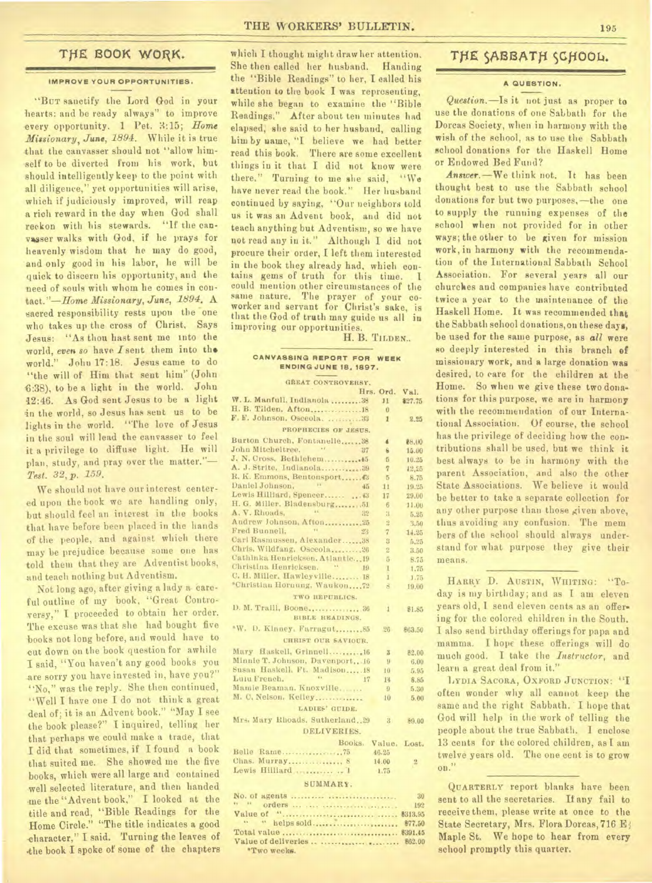## THE BOOK WORK.

### IMPROVE YOUR OPPORTUNITIES.

"BUT sanctify the Lord God in your hearts: and be ready always" to improve every opportunity. 1 Pet. 3:15; *Home Missionary, June, 1894.* While it is true that the canvasser should not "allow himself to be diverted from his work, but should intelligently keep to the point with all diligence," yet opportunities will arise, which if judiciously improved, will reap a rich reward in the day when God shall reckon with his stewards. "If the canvasser walks with God, if he prays for heavenly wisdom that he may do good, and only good in his labor, he will be quick to discern his opportunity, and the need of souls with whom he comes in contact."—*Home Missionary, June, 1894.* A sacred responsibility rests upon the one who takes up the cross of Christ. Says Jesus: "As thou hast sent me into the world, *even so* have *I* sent them into the world." John 17:18. Jesus came to do "the will of Him that sent him" (John 6:38), to be a light in the world. John 12:46. As God sent Jesus to be a light in the world, so Jesus has sent us to be lights in the world. "The love of Jesus in the soul will lead the canvasser to feel it a privilege to diffuse light. He will plan, study, and pray over the matter."—*Test. 32, p. 159.*

We should not have our interest centered upon the book we are handling only, but should feel an interest in the books that have before been placed in the hands of the people, and against which there may be prejudice because some one has told them that they are Adventist books, and teach nothing but Adventism.

Not long ago, after giving a lady a careful outline of my book, "Great Controversy," I proceeded to obtain her order. The excuse was that she had bought five books not long before, and would have to cut down on the book question for awhile I said, "You haven't any good books you are sorry you have invested in, have you?" "No," was the reply. She then continued, "Well I have one I do not think a great deal of; it is an Advent book." "May I see the book please?" I inquired, telling her that perhaps we could make a trade, that I did that sometimes, if I found a book that suited me. She showed me the five books, which were all large and contained well selected literature, and then handed me the "Advent book," I looked at the title and read, "Bible Readings for the Home Circle." "The title indicates a good character," I said. Turning the leaves of the book I spoke of some of the chapters which I thought might draw her attention. She then called her husband. Handing the "Bible Readings" to her, I called his attention to the book I was representing, while she began to examine the "Bible Readings." After about ten minutes had elapsed, she said to her husband, calling him by name, "I believe we had better read this book. There are some excellent things in it that I did not know were there." Turning to me she said, "We have never read the book." Her husband continued by saying, "Our neighbors told us it was an Advent book, and did not teach anything but Adventism, so we have not read any in it." Although I did not procure their order, I left them interested in the book they already had, which contains gems of truth for this time. I could mention other circumstances of the same nature. The prayer of your co-worker and servant for Christ's sake, is that the God of truth may guide us all in improving our opportunities.

H. B. TILDEN.

### CANVASSING REPORT FOR WEEK ENDING JUNE 18, 1897.

| | Hrs. | Ord. | Val. |
|---|---|---|---|
| **GREAT CONTROVERSY.** | | | |
| W. L. Manfull, Indianola | 38 | 11 | $27.75 |
| H. B. Tilden, Afton | 18 | 0 | |
| F. F. Johnson, Osceola | 33 | 1 | 2.25 |
| **PROPHECIES OF JESUS.** | | | |
| Burton Church, Fontanelle | 38 | 4 | $8.00 |
| John Mitcheltree, " | 37 | 6 | 15.00 |
| J. N. Cross, Bethlehem | 45 | 5 | 10.25 |
| A. J. Strite, Indianola | 39 | 7 | 12.25 |
| R. K. Emmons, Bentonsport | 43 | 5 | 8.75 |
| Daniel Johnson, " | 45 | 11 | 19.25 |
| Lewis Hilliard, Spencer | 43 | 17 | 29.00 |
| H. G. Miller, Bladensburg | 51 | 6 | 11.00 |
| A. V. Rhoads, " | 32 | 3 | 5.25 |
| Andrew Johnson, Afton | 25 | 2 | 3.50 |
| Fred Bunnell, " | 23 | 7 | 14.25 |
| Carl Rasmussen, Alexander | 38 | 3 | 5.25 |
| Chris. Wildfang, Osceola | 26 | 2 | 3.50 |
| Cathinka Henricksen, Atlantic | 19 | 5 | 8.75 |
| Christina Henricksen, " | 19 | 1 | 1.75 |
| C. H. Miller, Hawleyville | 18 | 1 | 1.75 |
| *Christian Hornung, Waukon | 72 | 8 | 19.00 |
| **TWO REPUBLICS.** | | | |
| D. M. Traill, Boone | 36 | 1 | $1.85 |
| **BIBLE READINGS.** | | | |
| *W. D. Kinney, Farragut | 85 | 26 | $63.50 |
| **CHRIST OUR SAVIOUR.** | | | |
| Mary Haskell, Grinnell | 16 | 3 | $2.00 |
| Minnie T. Johnson, Davenport | 16 | 9 | 6.00 |
| Susan Haskell, Ft. Madison | 18 | 10 | 5.95 |
| Lulu French, " | 17 | 14 | 8.85 |
| Mamie Beaman, Knoxville | | 9 | 5.30 |
| M. C. Nelson, Kelley | | 10 | 5.00 |
| **LADIES' GUIDE.** | | | |
| Mrs. Mary Rhoads, Sutherland | 29 | 3 | $9.00 |

**DELIVERIES.**

| | Books. | Value. | Lost. |
|---|---|---|---|
| Belle Rame | 75 | 46.25 | |
| Chas. Murray | 8 | 14.00 | 2 |
| Lewis Hilliard | 1 | 1.75 | |

**SUMMARY.**

| | |
|---|---|
| No. of agents | 30 |
| " " orders | 192 |
| Value of " | $313.95 |
| " " helps sold | $77.50 |
| Total value | $391.45 |
| Value of deliveries | $62.00 |

*Two weeks.

## THE SABBATH SCHOOL.

### A QUESTION.

*Question.*—Is it not just as proper to use the donations of one Sabbath for the Dorcas Society, when in harmony with the wish of the school, as to use the Sabbath school donations for the Haskell Home or Endowed Bed Fund?

*Answer.*—We think not. It has been thought best to use the Sabbath school donations for but two purposes,—the one to supply the running expenses of the school when not provided for in other ways; the other to be given for mission work, in harmony with the recommendation of the International Sabbath School Association. For several years all our churches and companies have contributed twice a year to the maintenance of the Haskell Home. It was recommended that the Sabbath school donations, on these days, be used for the same purpose, as *all* were so deeply interested in this branch of missionary work, and a large donation was desired, to care for the children at the Home. So when we give these two donations for this purpose, we are in harmony with the recommendation of our International Association. Of course, the school has the privilege of deciding how the contributions shall be used, but we think it best always to be in harmony with the parent Association, and also the other State Associations. We believe it would be better to take a separate collection for any other purpose than those given above, thus avoiding any confusion. The members of the school should always understand for what purpose they give their means.

HARRY D. AUSTIN, WHITING: "To-day is my birthday; and as I am eleven years old, I send eleven cents as an offering for the colored children in the South. I also send birthday offerings for papa and mamma. I hope these offerings will do much good. I take the *Instructor*, and learn a great deal from it."

LYDIA SACORA, OXFORD JUNCTION: "I often wonder why all cannot keep the same and the right Sabbath. I hope that God will help in the work of telling the people about the true Sabbath. I enclose 13 cents for the colored children, as I am twelve years old. The one cent is to grow on."

QUARTERLY report blanks have been sent to all the secretaries. If any fail to receive them, please write at once to the State Secretary, Mrs. Flora Dorcas, 716 E. Maple St. We hope to hear from every school promptly this quarter.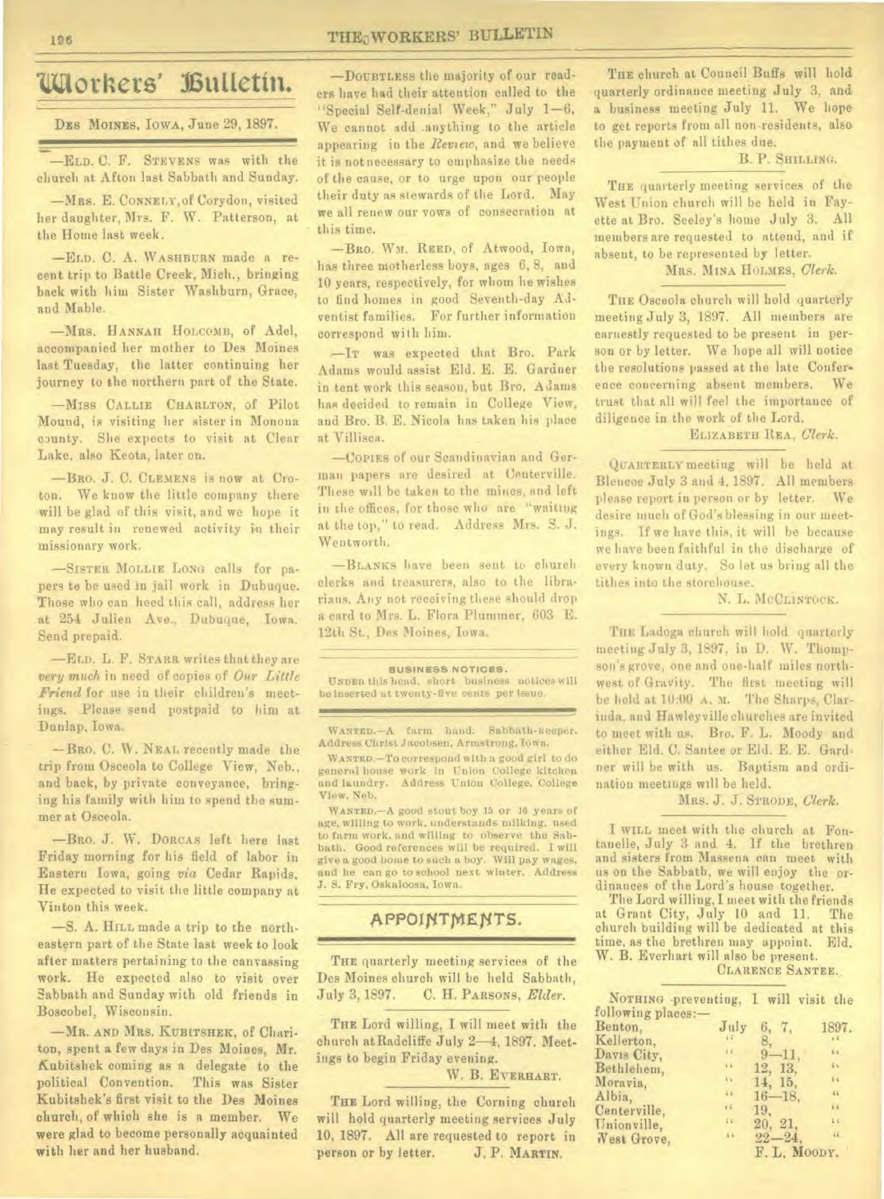# Workers' Bulletin.

DES MOINES, IOWA, June 29, 1897.

—ELD. C. F. STEVENS was with the church at Afton last Sabbath and Sunday.

—MRS. E. CONNELY, of Corydon, visited her daughter, Mrs. F. W. Patterson, at the Home last week.

—ELD. C. A. WASHBURN made a recent trip to Battle Creek, Mich., bringing back with him Sister Washburn, Grace, and Mable.

—MRS. HANNAH HOLCOMB, of Adel, accompanied her mother to Des Moines last Tuesday, the latter continuing her journey to the northern part of the State.

—MISS CALLIE CHARLTON, of Pilot Mound, is visiting her sister in Monona county. She expects to visit at Clear Lake, also Keota, later on.

—BRO. J. C. CLEMENS is now at Croton. We know the little company there will be glad of this visit, and we hope it may result in renewed activity in their missionary work.

—SISTER MOLLIE LONG calls for papers to be used in jail work in Dubuque. Those who can heed this call, address her at 254 Julien Ave., Dubuque, Iowa. Send prepaid.

—ELD. L. F. STARR writes that they are *very much* in need of copies of *Our Little Friend* for use in their children's meetings. Please send postpaid to him at Dunlap, Iowa.

—BRO. C. W. NEAL recently made the trip from Osceola to College View, Neb., and back, by private conveyance, bringing his family with him to spend the summer at Osceola.

—BRO. J. W. DORCAS left here last Friday morning for his field of labor in Eastern Iowa, going *via* Cedar Rapids. He expected to visit the little company at Vinton this week.

—S. A. HILL made a trip to the northeastern part of the State last week to look after matters pertaining to the canvassing work. He expected also to visit over Sabbath and Sunday with old friends in Boscobel, Wisconsin.

—MR. AND MRS. KUBITSHEK, of Chariton, spent a few days in Des Moines, Mr. Kubitshek coming as a delegate to the political Convention. This was Sister Kubitshek's first visit to the Des Moines church, of which she is a member. We were glad to become personally acquainted with her and her husband.

—DOUBTLESS the majority of our readers have had their attention called to the "Special Self-denial Week," July 1—6. We cannot add anything to the article appearing in the *Review*, and we believe it is not necessary to emphasize the needs of the cause, or to urge upon our people their duty as stewards of the Lord. May we all renew our vows of consecration at this time.

—BRO. WM. REED, of Atwood, Iowa, has three motherless boys, ages 6, 8, and 10 years, respectively, for whom he wishes to find homes in good Seventh-day Adventist families. For further information correspond with him.

—IT was expected that Bro. Park Adams would assist Eld. E. E. Gardner in tent work this season, but Bro. Adams has decided to remain in College View, and Bro. B. E. Nicola has taken his place at Villisca.

—COPIES of our Scandinavian and German papers are desired at Centerville. These will be taken to the mines, and left in the offices, for those who are "waiting at the top," to read. Address Mrs. S. J. Wentworth.

—BLANKS have been sent to church clerks and treasurers, also to the librarians. Any not receiving these should drop a card to Mrs. L. Flora Plummer, 603 E. 12th St., Des Moines, Iowa.

## BUSINESS NOTICES.

UNDER this head, short business notices will be inserted at twenty-five cents per issue.

WANTED.—A farm hand. Sabbath-keeper. Address Christ Jacobsen, Armstrong, Iowa.

WANTED.—To correspond with a good girl to do general house work in Union College kitchen and laundry. Address Union College, College View, Neb.

WANTED.—A good stout boy 15 or 16 years of age, willing to work, understands milking, used to farm work, and willing to observe the Sabbath. Good references will be required. I will give a good home to such a boy. Will pay wages, and he can go to school next winter. Address J. S. Fry, Oskaloosa, Iowa.

## APPOINTMENTS.

THE quarterly meeting services of the Des Moines church will be held Sabbath, July 3, 1897. C. H. PARSONS, *Elder*.

THE Lord willing, I will meet with the church at Radcliffe July 2—4, 1897. Meetings to begin Friday evening.

W. B. EVERHART.

THE Lord willing, the Corning church will hold quarterly meeting services July 10, 1897. All are requested to report in person or by letter. J. P. MARTIN.

THE church at Council Buffs will hold quarterly ordinance meeting July 3, and a business meeting July 11. We hope to get reports from all non-residents, also the payment of all tithes due.

B. P. SHILLING.

THE quarterly meeting services of the West Union church will be held in Fayette at Bro. Seeley's home July 3. All members are requested to attend, and if absent, to be represented by letter.

MRS. MINA HOLMES, *Clerk*.

THE Osceola church will hold quarterly meeting July 3, 1897. All members are earnestly requested to be present in person or by letter. We hope all will notice the resolutions passed at the late Conference concerning absent members. We trust that all will feel the importance of diligence in the work of the Lord.

ELIZABETH REA, *Clerk*.

QUARTERLY meeting will be held at Blencoe July 3 and 4, 1897. All members please report in person or by letter. We desire much of God's blessing in our meetings. If we have this, it will be because we have been faithful in the discharge of every known duty. So let us bring all the tithes into the storehouse.

N. L. MCCLINTOCK.

THE Ladoga church will hold quarterly meeting July 3, 1897, in D. W. Thompson's grove, one and one-half miles northwest of Gravity. The first meeting will be held at 10:00 A. M. The Sharps, Clarinda, and Hawleyville churches are invited to meet with us. Bro. F. L. Moody and either Eld. C. Santee or Eld. E. E. Gardner will be with us. Baptism and ordination meetings will be held.

MRS. J. J. STRODE, *Clerk*.

I WILL meet with the church at Fontanelle, July 3 and 4. If the brethren and sisters from Massena can meet with us on the Sabbath, we will enjoy the ordinances of the Lord's house together.

The Lord willing, I meet with the friends at Grant City, July 10 and 11. The church building will be dedicated at this time, as the brethren may appoint. Eld. W. B. Everhart will also be present.

CLARENCE SANTEE.

NOTHING preventing, I will visit the following places:—

| | | | |
|---|---|---|---|
| Benton, | July | 6, 7, | 1897. |
| Kellerton, | " | 8, | " |
| Davis City, | " | 9—11, | " |
| Bethlehem, | " | 12, 13, | " |
| Moravia, | " | 14, 15, | " |
| Albia, | " | 16—18, | " |
| Centerville, | " | 19, | " |
| Unionville, | " | 20, 21, | " |
| West Grove, | " | 22—24, | " |

F. L. MOODY.